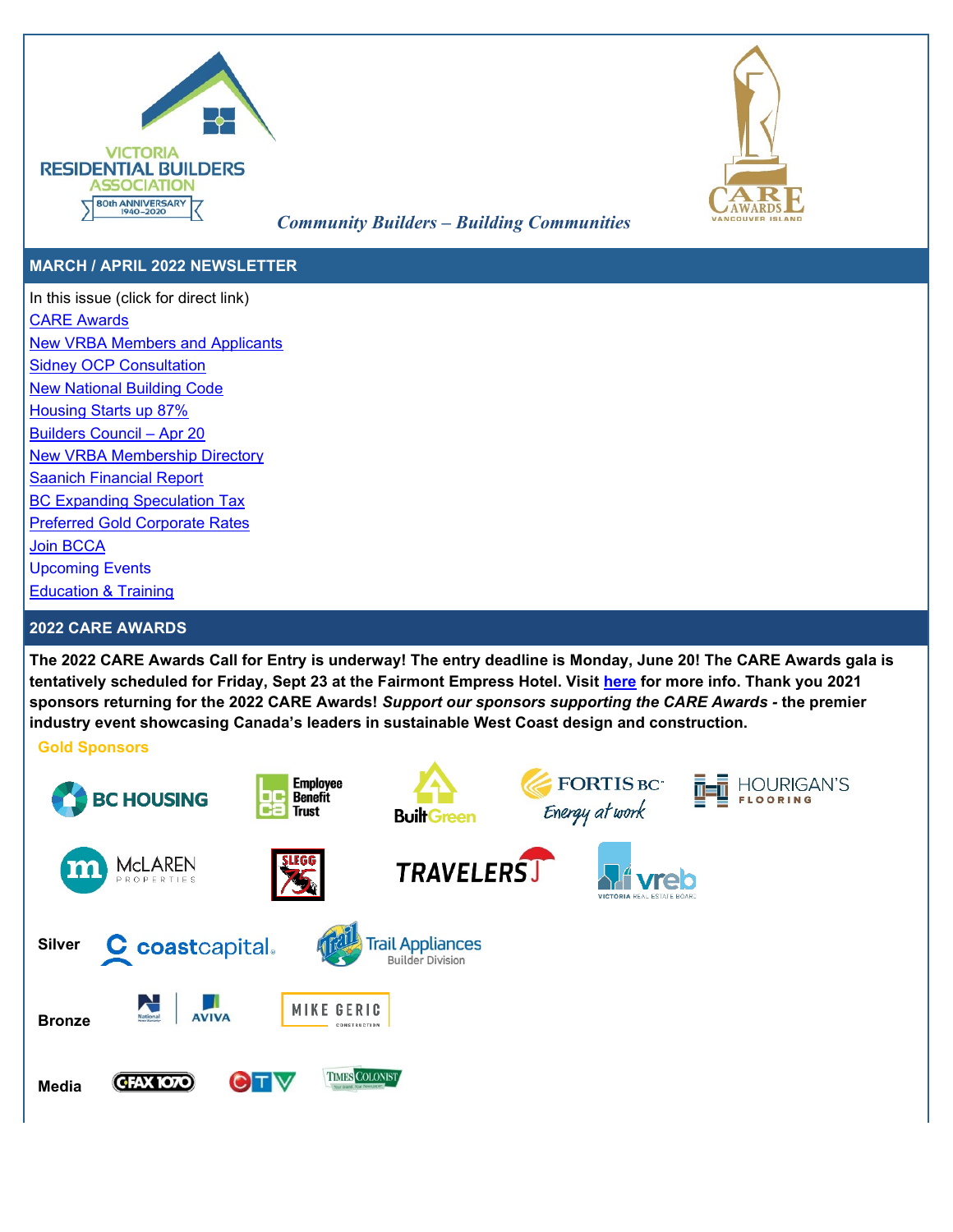VICTORIA RESIDENTIAL BUILDERS ASSOCIATION

80th ANNIVERSARY 1940–2020

*Community Builders – Building Communities*

CARE AWARDS VANCOUVER ISLAND

## MARCH / APRIL 2022 NEWSLETTER

In this issue (click for direct link)

- CARE Awards
- New VRBA Members and Applicants
- Sidney OCP Consultation
- New National Building Code
- Housing Starts up 87%
- Builders Council – Apr 20
- New VRBA Membership Directory
- Saanich Financial Report
- BC Expanding Speculation Tax
- Preferred Gold Corporate Rates
- Join BCCA
- Upcoming Events
- Education & Training

## 2022 CARE AWARDS

**The 2022 CARE Awards Call for Entry is underway! The entry deadline is Monday, June 20! The CARE Awards gala is tentatively scheduled for Friday, Sept 23 at the Fairmont Empress Hotel. Visit here for more info. Thank you 2021 sponsors returning for the 2022 CARE Awards!** ***Support our sponsors supporting the CARE Awards*** **- the premier industry event showcasing Canada's leaders in sustainable West Coast design and construction.**

**Gold Sponsors**

BC HOUSING · Employee Benefit Trust · Built Green · FORTIS BC Energy at work · HOURIGAN'S FLOORING · McLAREN PROPERTIES · SLEGG 75 · TRAVELERS · vreb VICTORIA REAL ESTATE BOARD

**Silver** coastcapital · Trail Appliances Builder Division

**Bronze** National · AVIVA · MIKE GERIC CONSTRUCTION

**Media** CFAX 1070 · CTV · TIMES COLONIST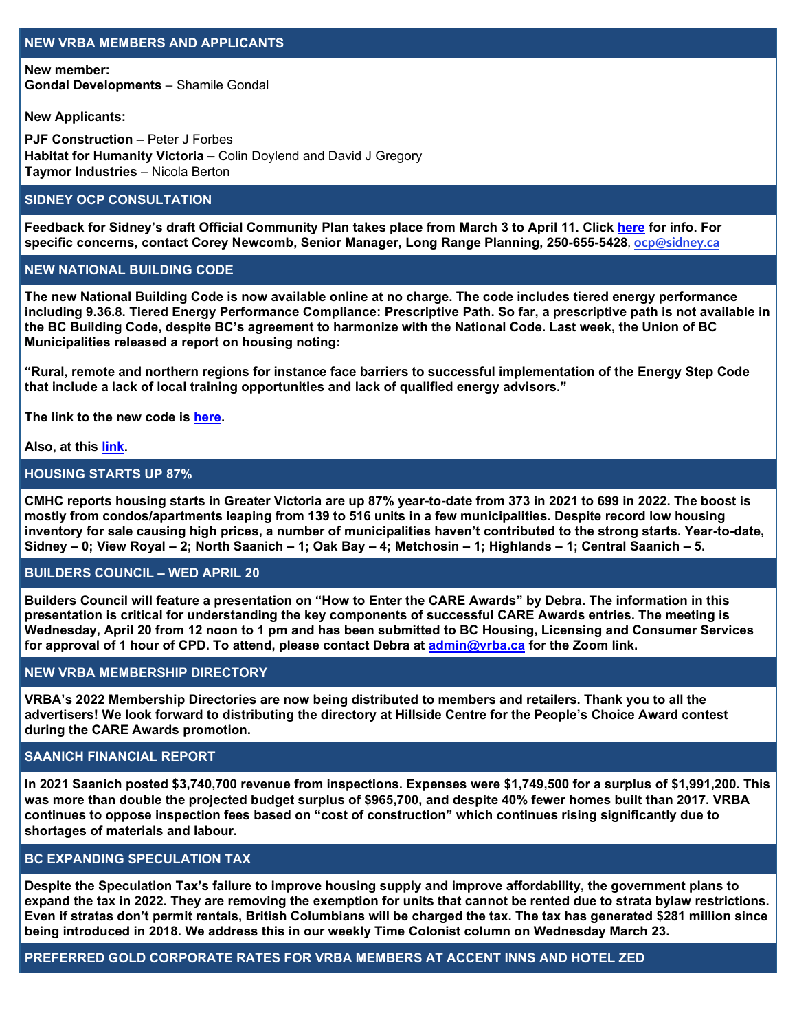## NEW VRBA MEMBERS AND APPLICANTS

**New member:**
**Gondal Developments** – Shamile Gondal

**New Applicants:**

**PJF Construction** – Peter J Forbes
**Habitat for Humanity Victoria –** Colin Doylend and David J Gregory
**Taymor Industries** – Nicola Berton

## SIDNEY OCP CONSULTATION

**Feedback for Sidney's draft Official Community Plan takes place from March 3 to April 11. Click [here](#) for info. For specific concerns, contact Corey Newcomb, Senior Manager, Long Range Planning, 250-655-5428, [ocp@sidney.ca](mailto:ocp@sidney.ca)**

## NEW NATIONAL BUILDING CODE

**The new National Building Code is now available online at no charge. The code includes tiered energy performance including 9.36.8. Tiered Energy Performance Compliance: Prescriptive Path. So far, a prescriptive path is not available in the BC Building Code, despite BC's agreement to harmonize with the National Code. Last week, the Union of BC Municipalities released a report on housing noting:**

**"Rural, remote and northern regions for instance face barriers to successful implementation of the Energy Step Code that include a lack of local training opportunities and lack of qualified energy advisors."**

**The link to the new code is [here](#).**

**Also, at this [link](#).**

## HOUSING STARTS UP 87%

**CMHC reports housing starts in Greater Victoria are up 87% year-to-date from 373 in 2021 to 699 in 2022. The boost is mostly from condos/apartments leaping from 139 to 516 units in a few municipalities. Despite record low housing inventory for sale causing high prices, a number of municipalities haven't contributed to the strong starts. Year-to-date, Sidney – 0; View Royal – 2; North Saanich – 1; Oak Bay – 4; Metchosin – 1; Highlands – 1; Central Saanich – 5.**

## BUILDERS COUNCIL – WED APRIL 20

**Builders Council will feature a presentation on "How to Enter the CARE Awards" by Debra. The information in this presentation is critical for understanding the key components of successful CARE Awards entries. The meeting is Wednesday, April 20 from 12 noon to 1 pm and has been submitted to BC Housing, Licensing and Consumer Services for approval of 1 hour of CPD. To attend, please contact Debra at [admin@vrba.ca](mailto:admin@vrba.ca) for the Zoom link.**

## NEW VRBA MEMBERSHIP DIRECTORY

**VRBA's 2022 Membership Directories are now being distributed to members and retailers. Thank you to all the advertisers! We look forward to distributing the directory at Hillside Centre for the People's Choice Award contest during the CARE Awards promotion.**

## SAANICH FINANCIAL REPORT

**In 2021 Saanich posted $3,740,700 revenue from inspections. Expenses were $1,749,500 for a surplus of $1,991,200. This was more than double the projected budget surplus of $965,700, and despite 40% fewer homes built than 2017. VRBA continues to oppose inspection fees based on "cost of construction" which continues rising significantly due to shortages of materials and labour.**

## BC EXPANDING SPECULATION TAX

**Despite the Speculation Tax's failure to improve housing supply and improve affordability, the government plans to expand the tax in 2022. They are removing the exemption for units that cannot be rented due to strata bylaw restrictions. Even if stratas don't permit rentals, British Columbians will be charged the tax. The tax has generated $281 million since being introduced in 2018. We address this in our weekly Time Colonist column on Wednesday March 23.**

## PREFERRED GOLD CORPORATE RATES FOR VRBA MEMBERS AT ACCENT INNS AND HOTEL ZED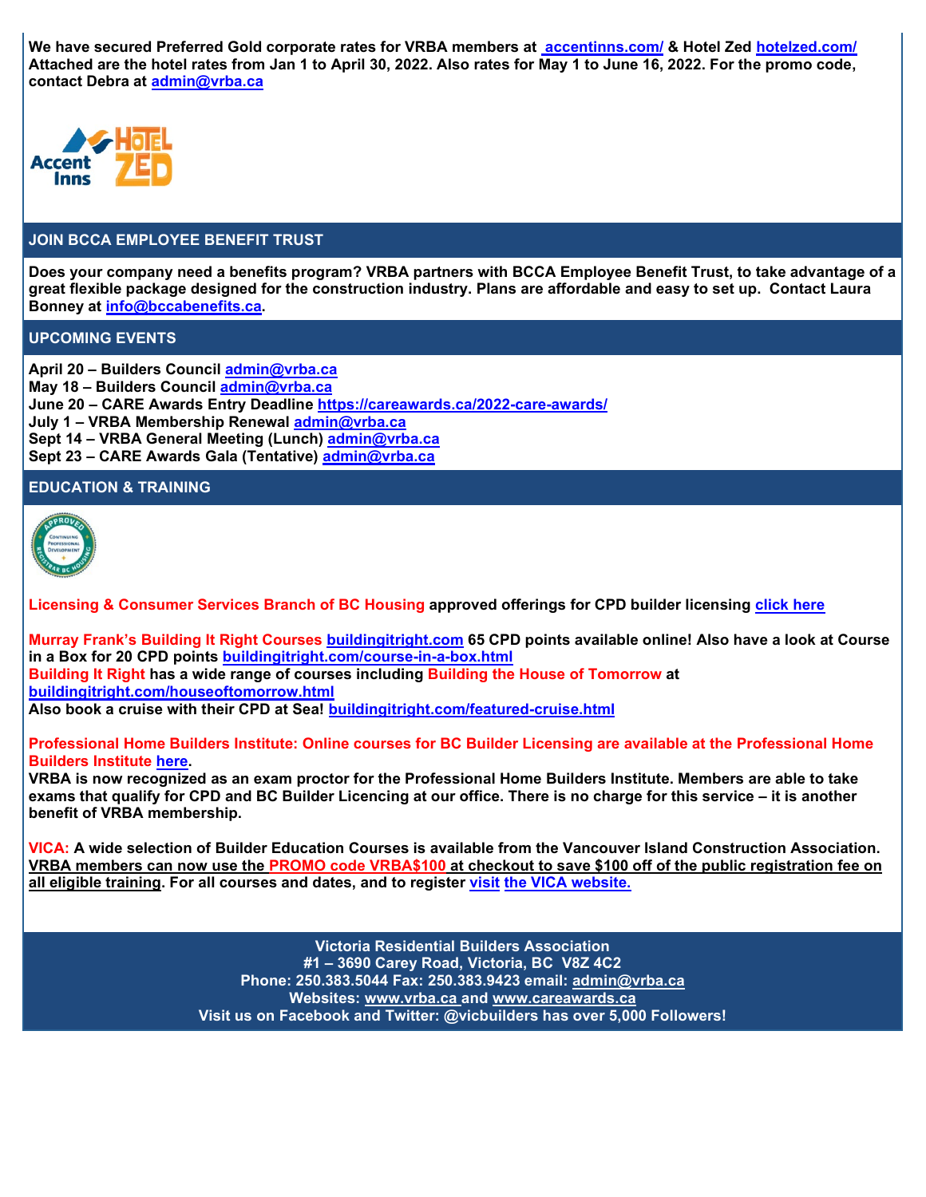**We have secured Preferred Gold corporate rates for VRBA members at accentinns.com/ & Hotel Zed hotelzed.com/ Attached are the hotel rates from Jan 1 to April 30, 2022. Also rates for May 1 to June 16, 2022. For the promo code, contact Debra at admin@vrba.ca**

## JOIN BCCA EMPLOYEE BENEFIT TRUST

**Does your company need a benefits program? VRBA partners with BCCA Employee Benefit Trust, to take advantage of a great flexible package designed for the construction industry. Plans are affordable and easy to set up. Contact Laura Bonney at info@bccabenefits.ca.**

## UPCOMING EVENTS

**April 20 – Builders Council admin@vrba.ca**
**May 18 – Builders Council admin@vrba.ca**
**June 20 – CARE Awards Entry Deadline https://careawards.ca/2022-care-awards/**
**July 1 – VRBA Membership Renewal admin@vrba.ca**
**Sept 14 – VRBA General Meeting (Lunch) admin@vrba.ca**
**Sept 23 – CARE Awards Gala (Tentative) admin@vrba.ca**

## EDUCATION & TRAINING

**Licensing & Consumer Services Branch of BC Housing approved offerings for CPD builder licensing click here**

**Murray Frank's Building It Right Courses buildingitright.com 65 CPD points available online! Also have a look at Course in a Box for 20 CPD points buildingitright.com/course-in-a-box.html**
**Building It Right has a wide range of courses including Building the House of Tomorrow at buildingitright.com/houseoftomorrow.html**
**Also book a cruise with their CPD at Sea! buildingitright.com/featured-cruise.html**

**Professional Home Builders Institute: Online courses for BC Builder Licensing are available at the Professional Home Builders Institute here.**
**VRBA is now recognized as an exam proctor for the Professional Home Builders Institute. Members are able to take exams that qualify for CPD and BC Builder Licencing at our office. There is no charge for this service – it is another benefit of VRBA membership.**

**VICA: A wide selection of Builder Education Courses is available from the Vancouver Island Construction Association. VRBA members can now use the PROMO code VRBA$100 at checkout to save $100 off of the public registration fee on all eligible training. For all courses and dates, and to register visit the VICA website.**

**Victoria Residential Builders Association**
**#1 – 3690 Carey Road, Victoria, BC V8Z 4C2**
**Phone: 250.383.5044 Fax: 250.383.9423 email: admin@vrba.ca**
**Websites: www.vrba.ca and www.careawards.ca**
**Visit us on Facebook and Twitter: @vicbuilders has over 5,000 Followers!**